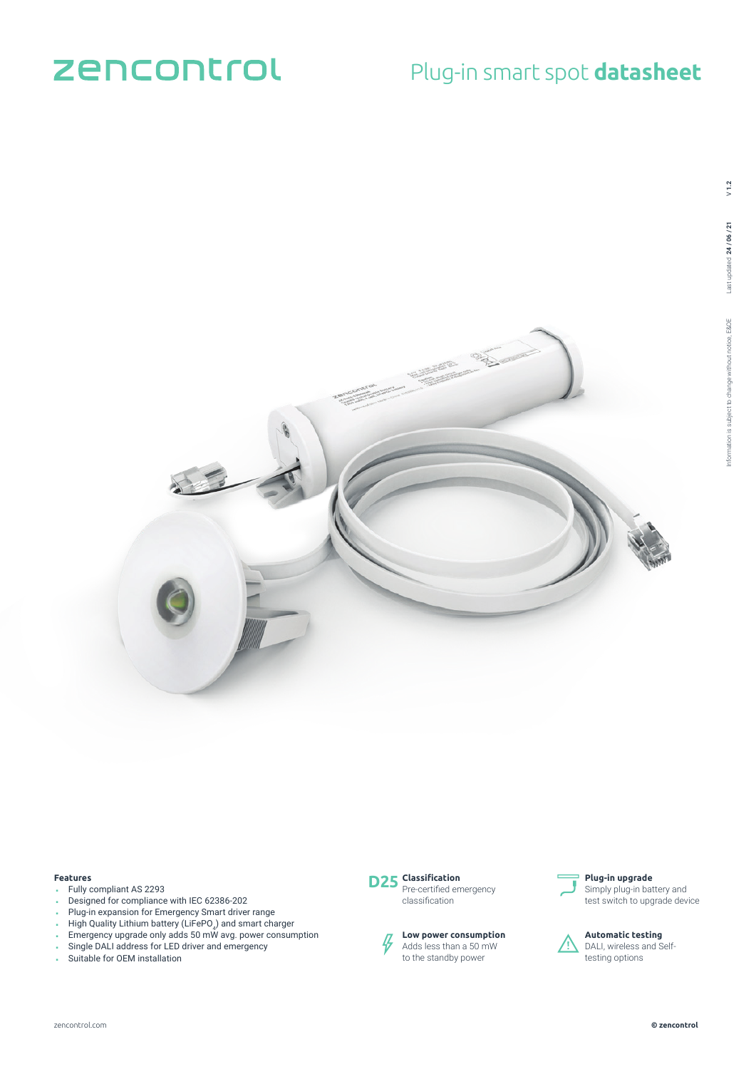# zencontrol

## Plug-in smart spot **datasheet**

### Features

- Fully compliant AS 2293
- Designed for compliance with IEC 62386-202
- Plug-in expansion for Emergency Smart driver range
- High Quality Lithium battery ($LiFePO_4$) and smart charger
- Emergency upgrade only adds 50 mW avg. power consumption
- Single DALI address for LED driver and emergency
- Suitable for OEM installation

**D25** **Classification**
Pre-certified emergency classification

**Low power consumption**
Adds less than a 50 mW to the standby power

**Plug-in upgrade**
Simply plug-in battery and test switch to upgrade device

**Automatic testing**
DALI, wireless and Self-testing options

Information is subject to change without notice, E&OE

Last updated **24 / 06 / 21**

V 1.2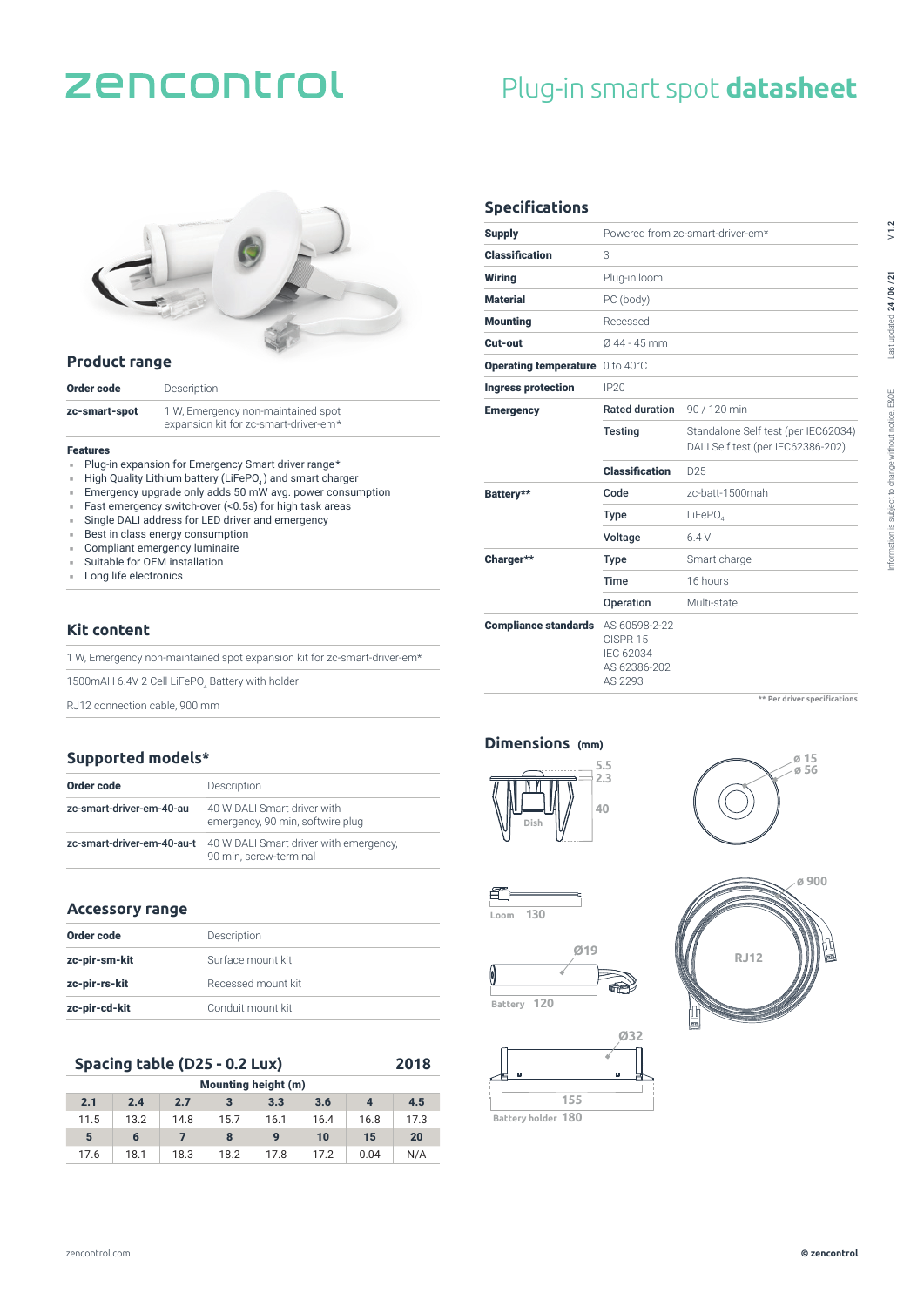# zencontrol

# Plug-in smart spot **datasheet**

## Product range

| Order code | Description |
|---|---|
| **zc-smart-spot** | 1 W, Emergency non-maintained spot expansion kit for zc-smart-driver-em* |

**Features**

- Plug-in expansion for Emergency Smart driver range*
- High Quality Lithium battery ($LiFePO_4$) and smart charger
- Emergency upgrade only adds 50 mW avg. power consumption
- Fast emergency switch-over (<0.5s) for high task areas
- Single DALI address for LED driver and emergency
- Best in class energy consumption
- Compliant emergency luminaire
- Suitable for OEM installation
- Long life electronics

## Kit content

1 W, Emergency non-maintained spot expansion kit for zc-smart-driver-em*

1500mAH 6.4V 2 Cell $LiFePO_4$ Battery with holder

RJ12 connection cable, 900 mm

## Supported models*

| Order code | Description |
|---|---|
| zc-smart-driver-em-40-au | 40 W DALI Smart driver with emergency, 90 min, softwire plug |
| zc-smart-driver-em-40-au-t | 40 W DALI Smart driver with emergency, 90 min, screw-terminal |

## Accessory range

| Order code | Description |
|---|---|
| **zc-pir-sm-kit** | Surface mount kit |
| **zc-pir-rs-kit** | Recessed mount kit |
| **zc-pir-cd-kit** | Conduit mount kit |

## Spacing table (D25 - 0.2 Lux) 2018

| Mounting height (m) | | | | | | | |
|---|---|---|---|---|---|---|---|
| **2.1** | **2.4** | **2.7** | **3** | **3.3** | **3.6** | **4** | **4.5** |
| 11.5 | 13.2 | 14.8 | 15.7 | 16.1 | 16.4 | 16.8 | 17.3 |
| **5** | **6** | **7** | **8** | **9** | **10** | **15** | **20** |
| 17.6 | 18.1 | 18.3 | 18.2 | 17.8 | 17.2 | 0.04 | N/A |

## Specifications

| | | |
|---|---|---|
| **Supply** | Powered from zc-smart-driver-em* | |
| **Classification** | 3 | |
| **Wiring** | Plug-in loom | |
| **Material** | PC (body) | |
| **Mounting** | Recessed | |
| **Cut-out** | Ø 44 - 45 mm | |
| **Operating temperature** | 0 to 40°C | |
| **Ingress protection** | IP20 | |
| **Emergency** | **Rated duration** | 90 / 120 min |
| | **Testing** | Standalone Self test (per IEC62034) DALI Self test (per IEC62386-202) |
| | **Classification** | D25 |
| **Battery**** | **Code** | zc-batt-1500mah |
| | **Type** | $LiFePO_4$ |
| | **Voltage** | 6.4 V |
| **Charger**** | **Type** | Smart charge |
| | **Time** | 16 hours |
| | **Operation** | Multi-state |
| **Compliance standards** | AS 60598-2-22<br>CISPR 15<br>IEC 62034<br>AS 62386-202<br>AS 2293 | |

** Per driver specifications

## Dimensions (mm)

5.5
2.3
40
Dish

ø 15
ø 56

Loom 130

ø 900
RJ12

Ø19
Battery 120

Ø32
155
Battery holder 180

zencontrol.com

© zencontrol